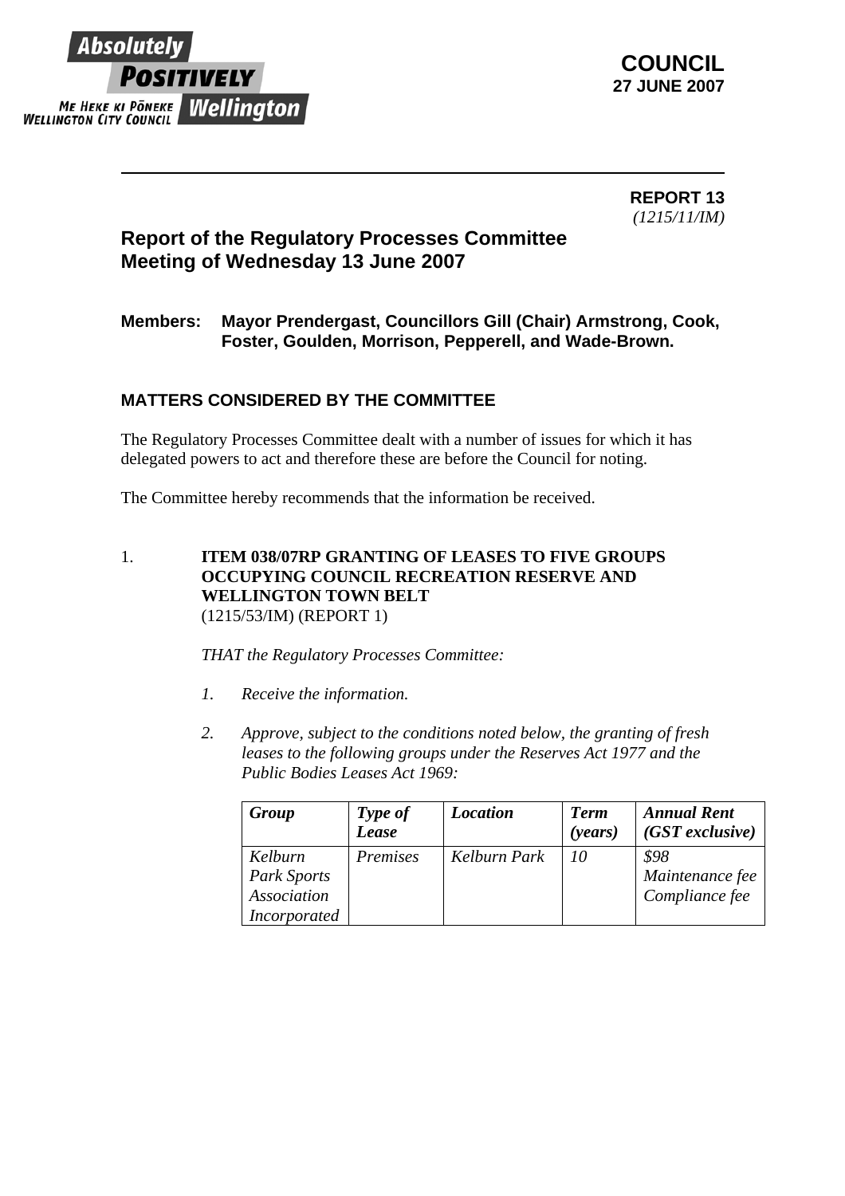**COUNCIL**
**27 JUNE 2007**

**REPORT 13**
*(1215/11/IM)*

## Report of the Regulatory Processes Committee Meeting of Wednesday 13 June 2007

**Members: Mayor Prendergast, Councillors Gill (Chair) Armstrong, Cook, Foster, Goulden, Morrison, Pepperell, and Wade-Brown.**

### MATTERS CONSIDERED BY THE COMMITTEE

The Regulatory Processes Committee dealt with a number of issues for which it has delegated powers to act and therefore these are before the Council for noting.

The Committee hereby recommends that the information be received.

1. **ITEM 038/07RP GRANTING OF LEASES TO FIVE GROUPS OCCUPYING COUNCIL RECREATION RESERVE AND WELLINGTON TOWN BELT**
   (1215/53/IM) (REPORT 1)

   *THAT the Regulatory Processes Committee:*

   1. *Receive the information.*

   2. *Approve, subject to the conditions noted below, the granting of fresh leases to the following groups under the Reserves Act 1977 and the Public Bodies Leases Act 1969:*

| *Group* | *Type of Lease* | *Location* | *Term (years)* | *Annual Rent (GST exclusive)* |
|---|---|---|---|---|
| *Kelburn Park Sports Association Incorporated* | *Premises* | *Kelburn Park* | *10* | *$98 Maintenance fee Compliance fee* |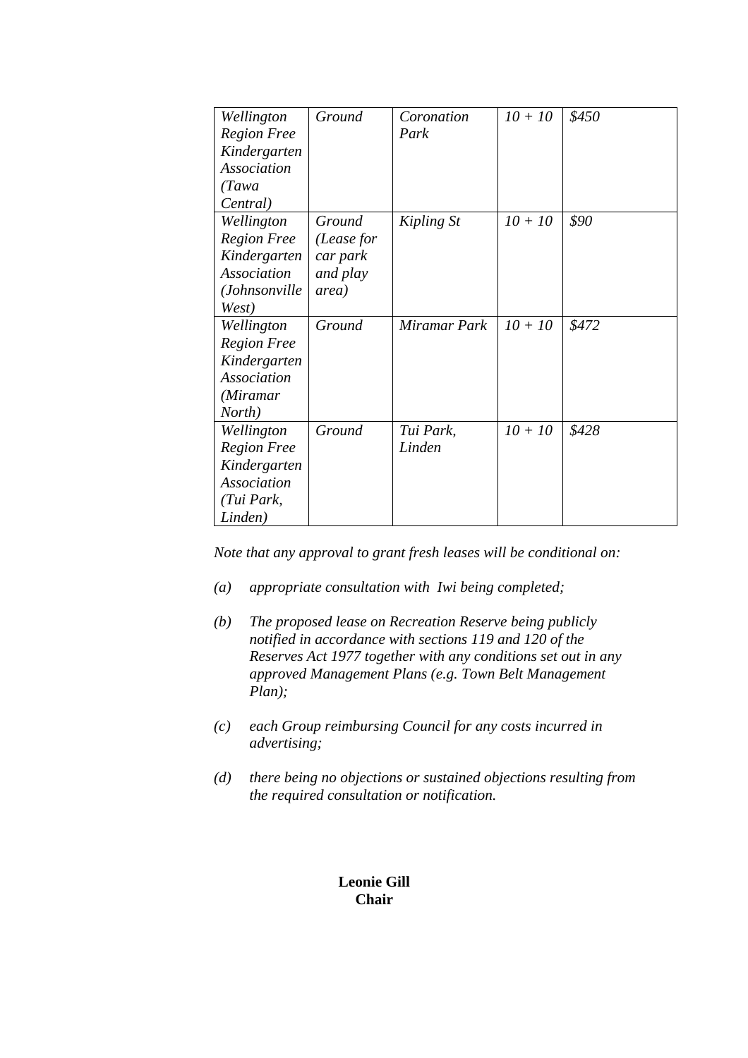| | | | | |
|---|---|---|---|---|
| *Wellington Region Free Kindergarten Association (Tawa Central)* | *Ground* | *Coronation Park* | *10 + 10* | *$450* |
| *Wellington Region Free Kindergarten Association (Johnsonville West)* | *Ground (Lease for car park and play area)* | *Kipling St* | *10 + 10* | *$90* |
| *Wellington Region Free Kindergarten Association (Miramar North)* | *Ground* | *Miramar Park* | *10 + 10* | *$472* |
| *Wellington Region Free Kindergarten Association (Tui Park, Linden)* | *Ground* | *Tui Park, Linden* | *10 + 10* | *$428* |

*Note that any approval to grant fresh leases will be conditional on:*

*(a) appropriate consultation with Iwi being completed;*

*(b) The proposed lease on Recreation Reserve being publicly notified in accordance with sections 119 and 120 of the Reserves Act 1977 together with any conditions set out in any approved Management Plans (e.g. Town Belt Management Plan);*

*(c) each Group reimbursing Council for any costs incurred in advertising;*

*(d) there being no objections or sustained objections resulting from the required consultation or notification.*

**Leonie Gill**
**Chair**